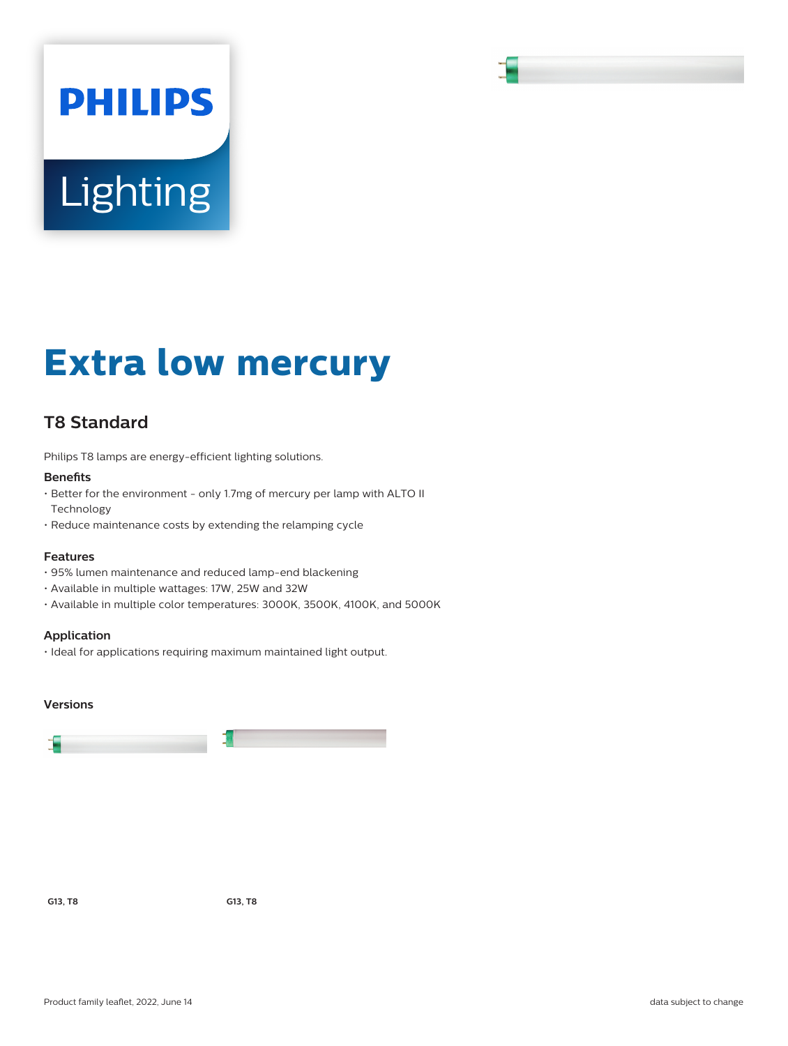PHILIPS

Lighting

# Extra low mercury

## T8 Standard

Philips T8 lamps are energy-efficient lighting solutions.

### Benefits

- Better for the environment - only 1.7mg of mercury per lamp with ALTO II Technology
- Reduce maintenance costs by extending the relamping cycle

### Features

- 95% lumen maintenance and reduced lamp-end blackening
- Available in multiple wattages: 17W, 25W and 32W
- Available in multiple color temperatures: 3000K, 3500K, 4100K, and 5000K

### Application

- Ideal for applications requiring maximum maintained light output.

### Versions

**G13, T8**

**G13, T8**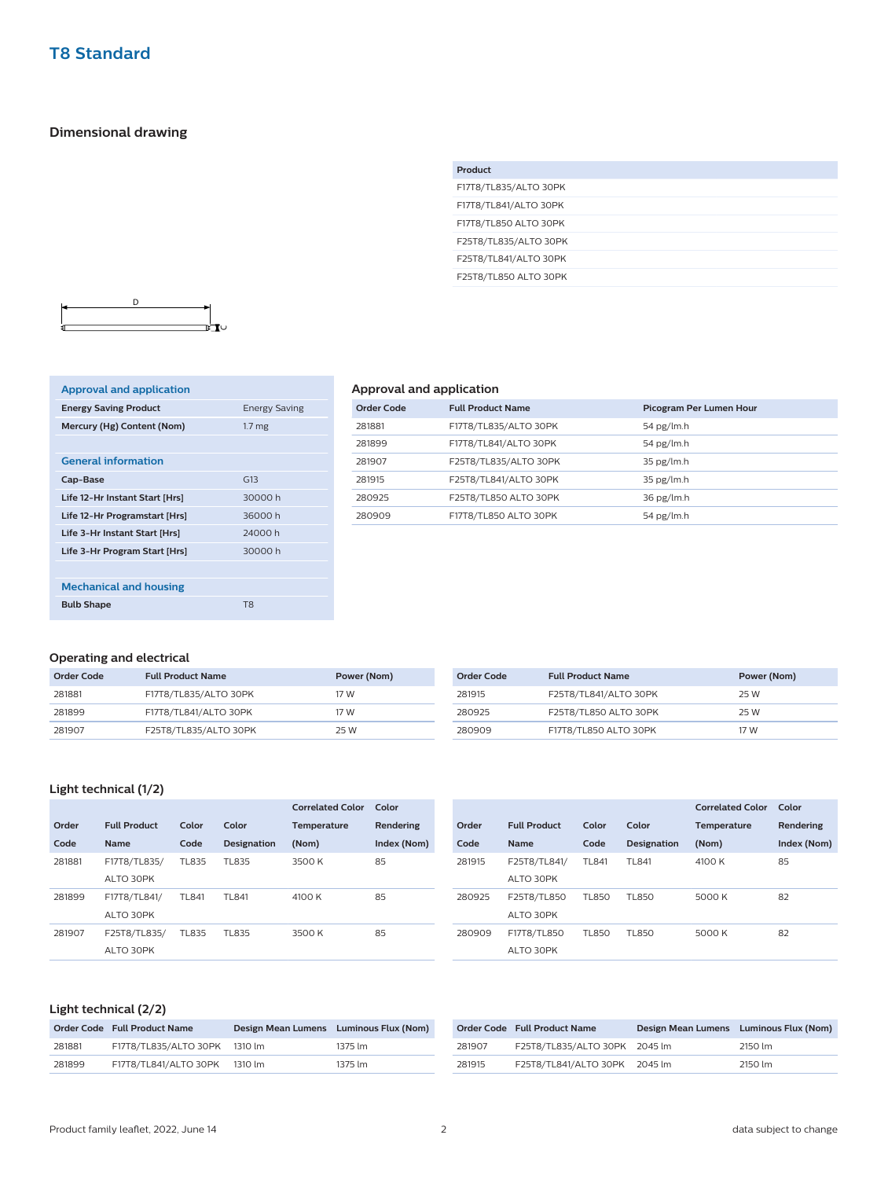# T8 Standard

## Dimensional drawing

| Product |
|---|
| F17T8/TL835/ALTO 30PK |
| F17T8/TL841/ALTO 30PK |
| F17T8/TL850 ALTO 30PK |
| F25T8/TL835/ALTO 30PK |
| F25T8/TL841/ALTO 30PK |
| F25T8/TL850 ALTO 30PK |

D

### Approval and application

| | |
|---|---|
| **Energy Saving Product** | Energy Saving |
| **Mercury (Hg) Content (Nom)** | 1.7 mg |

### General information

| | |
|---|---|
| **Cap-Base** | G13 |
| **Life 12-Hr Instant Start [Hrs]** | 30000 h |
| **Life 12-Hr Programstart [Hrs]** | 36000 h |
| **Life 3-Hr Instant Start [Hrs]** | 24000 h |
| **Life 3-Hr Program Start [Hrs]** | 30000 h |

### Mechanical and housing

| | |
|---|---|
| **Bulb Shape** | T8 |

## Approval and application

| Order Code | Full Product Name | Picogram Per Lumen Hour |
|---|---|---|
| 281881 | F17T8/TL835/ALTO 30PK | 54 pg/lm.h |
| 281899 | F17T8/TL841/ALTO 30PK | 54 pg/lm.h |
| 281907 | F25T8/TL835/ALTO 30PK | 35 pg/lm.h |
| 281915 | F25T8/TL841/ALTO 30PK | 35 pg/lm.h |
| 280925 | F25T8/TL850 ALTO 30PK | 36 pg/lm.h |
| 280909 | F17T8/TL850 ALTO 30PK | 54 pg/lm.h |

## Operating and electrical

| Order Code | Full Product Name | Power (Nom) |
|---|---|---|
| 281881 | F17T8/TL835/ALTO 30PK | 17 W |
| 281899 | F17T8/TL841/ALTO 30PK | 17 W |
| 281907 | F25T8/TL835/ALTO 30PK | 25 W |
| 281915 | F25T8/TL841/ALTO 30PK | 25 W |
| 280925 | F25T8/TL850 ALTO 30PK | 25 W |
| 280909 | F17T8/TL850 ALTO 30PK | 17 W |

## Light technical (1/2)

| Order Code | Full Product Name | Color Code | Color Designation | Correlated Color Temperature (Nom) | Color Rendering Index (Nom) |
|---|---|---|---|---|---|
| 281881 | F17T8/TL835/ ALTO 30PK | TL835 | TL835 | 3500 K | 85 |
| 281899 | F17T8/TL841/ ALTO 30PK | TL841 | TL841 | 4100 K | 85 |
| 281907 | F25T8/TL835/ ALTO 30PK | TL835 | TL835 | 3500 K | 85 |
| 281915 | F25T8/TL841/ ALTO 30PK | TL841 | TL841 | 4100 K | 85 |
| 280925 | F25T8/TL850 ALTO 30PK | TL850 | TL850 | 5000 K | 82 |
| 280909 | F17T8/TL850 ALTO 30PK | TL850 | TL850 | 5000 K | 82 |

## Light technical (2/2)

| Order Code | Full Product Name | Design Mean Lumens | Luminous Flux (Nom) |
|---|---|---|---|
| 281881 | F17T8/TL835/ALTO 30PK | 1310 lm | 1375 lm |
| 281899 | F17T8/TL841/ALTO 30PK | 1310 lm | 1375 lm |
| 281907 | F25T8/TL835/ALTO 30PK | 2045 lm | 2150 lm |
| 281915 | F25T8/TL841/ALTO 30PK | 2045 lm | 2150 lm |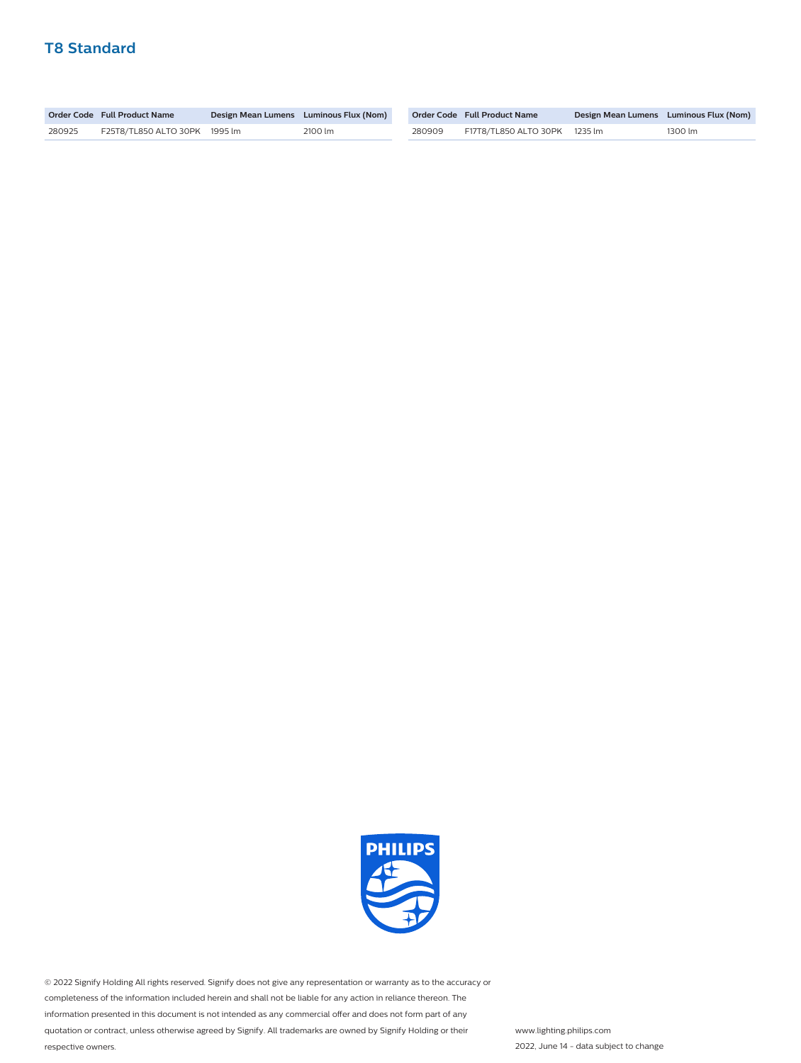## T8 Standard

| Order Code | Full Product Name | Design Mean Lumens | Luminous Flux (Nom) |
|---|---|---|---|
| 280925 | F25T8/TL850 ALTO 30PK | 1995 lm | 2100 lm |

| Order Code | Full Product Name | Design Mean Lumens | Luminous Flux (Nom) |
|---|---|---|---|
| 280909 | F17T8/TL850 ALTO 30PK | 1235 lm | 1300 lm |

© 2022 Signify Holding All rights reserved. Signify does not give any representation or warranty as to the accuracy or completeness of the information included herein and shall not be liable for any action in reliance thereon. The information presented in this document is not intended as any commercial offer and does not form part of any quotation or contract, unless otherwise agreed by Signify. All trademarks are owned by Signify Holding or their respective owners.

www.lighting.philips.com

2022, June 14 - data subject to change